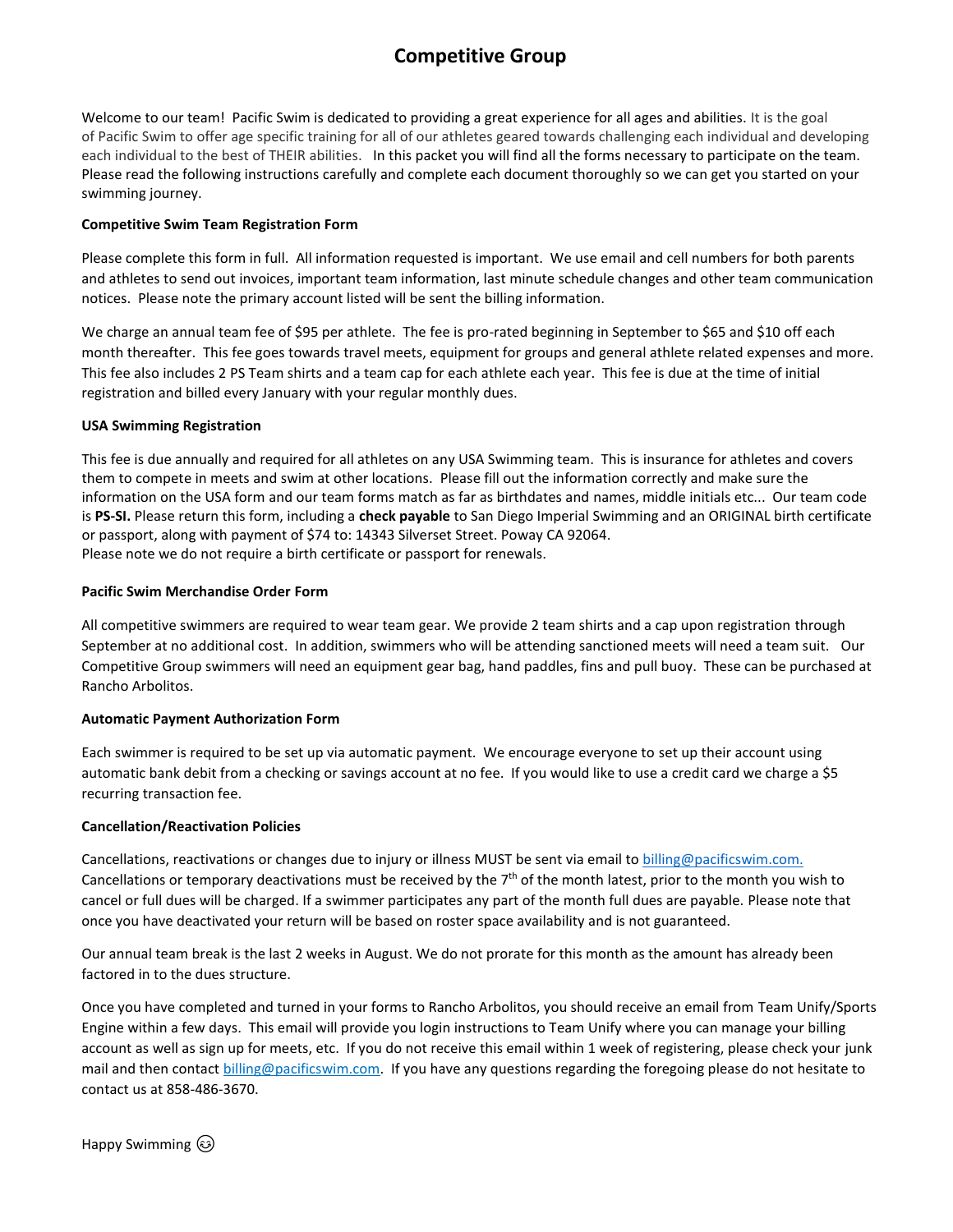# Competitive Group

Welcome to our team! Pacific Swim is dedicated to providing a great experience for all ages and abilities. It is the goal of Pacific Swim to offer age specific training for all of our athletes geared towards challenging each individual and developing each individual to the best of THEIR abilities. In this packet you will find all the forms necessary to participate on the team. Please read the following instructions carefully and complete each document thoroughly so we can get you started on your swimming journey.

**Competitive Swim Team Registration Form**

Please complete this form in full. All information requested is important. We use email and cell numbers for both parents and athletes to send out invoices, important team information, last minute schedule changes and other team communication notices. Please note the primary account listed will be sent the billing information.

We charge an annual team fee of $95 per athlete. The fee is pro-rated beginning in September to $65 and $10 off each month thereafter. This fee goes towards travel meets, equipment for groups and general athlete related expenses and more. This fee also includes 2 PS Team shirts and a team cap for each athlete each year. This fee is due at the time of initial registration and billed every January with your regular monthly dues.

**USA Swimming Registration**

This fee is due annually and required for all athletes on any USA Swimming team. This is insurance for athletes and covers them to compete in meets and swim at other locations. Please fill out the information correctly and make sure the information on the USA form and our team forms match as far as birthdates and names, middle initials etc... Our team code is **PS-SI.** Please return this form, including a **check payable** to San Diego Imperial Swimming and an ORIGINAL birth certificate or passport, along with payment of $74 to: 14343 Silverset Street. Poway CA 92064.
Please note we do not require a birth certificate or passport for renewals.

**Pacific Swim Merchandise Order Form**

All competitive swimmers are required to wear team gear. We provide 2 team shirts and a cap upon registration through September at no additional cost. In addition, swimmers who will be attending sanctioned meets will need a team suit. Our Competitive Group swimmers will need an equipment gear bag, hand paddles, fins and pull buoy. These can be purchased at Rancho Arbolitos.

**Automatic Payment Authorization Form**

Each swimmer is required to be set up via automatic payment. We encourage everyone to set up their account using automatic bank debit from a checking or savings account at no fee. If you would like to use a credit card we charge a $5 recurring transaction fee.

**Cancellation/Reactivation Policies**

Cancellations, reactivations or changes due to injury or illness MUST be sent via email to billing@pacificswim.com. Cancellations or temporary deactivations must be received by the 7th of the month latest, prior to the month you wish to cancel or full dues will be charged. If a swimmer participates any part of the month full dues are payable. Please note that once you have deactivated your return will be based on roster space availability and is not guaranteed.

Our annual team break is the last 2 weeks in August. We do not prorate for this month as the amount has already been factored in to the dues structure.

Once you have completed and turned in your forms to Rancho Arbolitos, you should receive an email from Team Unify/Sports Engine within a few days. This email will provide you login instructions to Team Unify where you can manage your billing account as well as sign up for meets, etc. If you do not receive this email within 1 week of registering, please check your junk mail and then contact billing@pacificswim.com. If you have any questions regarding the foregoing please do not hesitate to contact us at 858-486-3670.

Happy Swimming ☺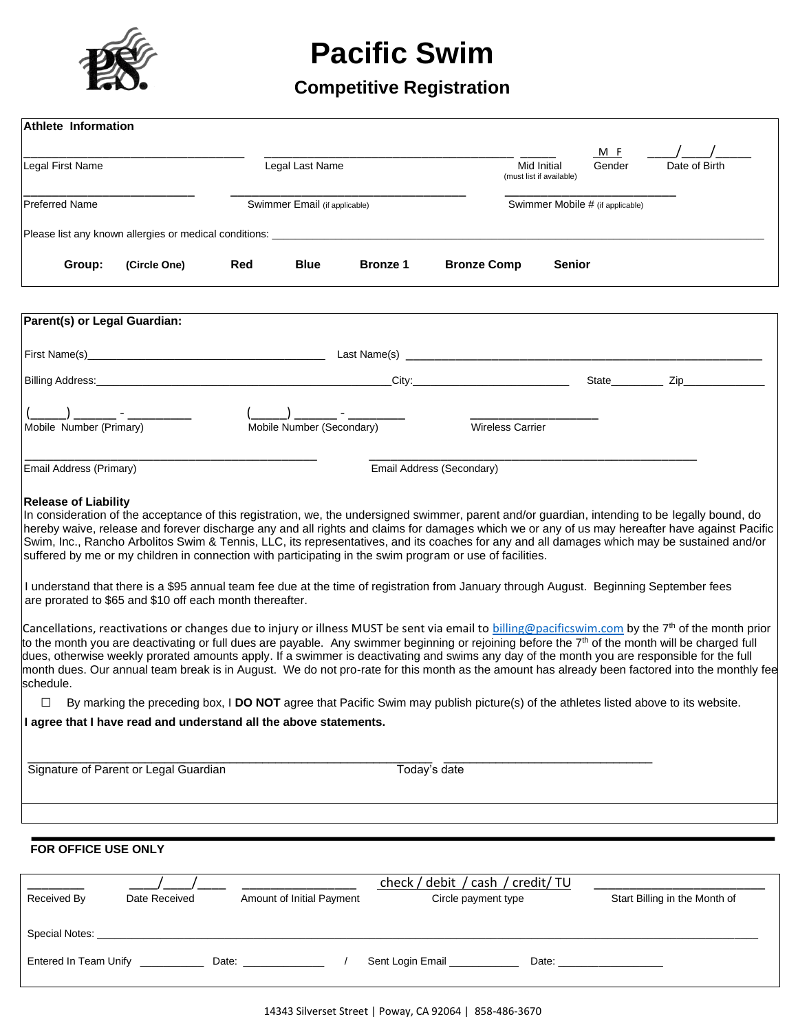# Pacific Swim

## Competitive Registration

**Athlete Information**

\_\_\_\_\_\_\_\_\_\_\_\_\_\_\_\_\_\_\_\_\_\_\_\_\_\_\_\_\_\_ \_\_\_\_\_\_\_\_\_\_\_\_\_\_\_\_\_\_\_\_\_\_\_\_\_\_\_\_\_\_\_\_ \_\_\_\_\_\_ M F \_\_\_\_/\_\_\_\_/\_\_\_\_

Legal First Name | Legal Last Name | Mid Initial (must list if available) | Gender | Date of Birth

\_\_\_\_\_\_\_\_\_\_\_\_\_\_\_\_\_\_\_\_\_\_\_\_ \_\_\_\_\_\_\_\_\_\_\_\_\_\_\_\_\_\_\_\_\_\_\_\_\_\_\_\_\_\_ \_\_\_\_\_\_\_\_\_\_\_\_\_\_\_\_\_\_\_\_\_\_

Preferred Name | Swimmer Email (if applicable) | Swimmer Mobile # (if applicable)

Please list any known allergies or medical conditions: \_\_\_\_\_\_\_\_\_\_\_\_\_\_\_\_\_\_\_\_\_\_\_\_\_\_\_\_\_\_\_\_\_\_\_\_\_\_\_\_

**Group:** **(Circle One)** **Red** **Blue** **Bronze 1** **Bronze Comp** **Senior**

**Parent(s) or Legal Guardian:**

First Name(s)\_\_\_\_\_\_\_\_\_\_\_\_\_\_\_\_\_\_\_\_\_\_\_\_\_\_\_\_\_\_\_\_\_\_ Last Name(s) \_\_\_\_\_\_\_\_\_\_\_\_\_\_\_\_\_\_\_\_\_\_\_\_\_\_\_\_\_\_\_\_\_\_\_\_\_\_\_\_\_\_

Billing Address:\_\_\_\_\_\_\_\_\_\_\_\_\_\_\_\_\_\_\_\_\_\_\_\_\_\_\_\_\_\_\_\_\_\_\_\_City:\_\_\_\_\_\_\_\_\_\_\_\_\_\_\_\_\_\_\_\_\_\_ State\_\_\_\_\_\_\_\_ Zip\_\_\_\_\_\_\_\_\_\_\_\_

(\_\_\_\_\_) \_\_\_\_\_\_ - \_\_\_\_\_\_\_\_\_ (\_\_\_\_\_) \_\_\_\_\_\_ - \_\_\_\_\_\_\_\_ \_\_\_\_\_\_\_\_\_\_\_\_\_\_\_\_\_\_\_

Mobile Number (Primary) | Mobile Number (Secondary) | Wireless Carrier

\_\_\_\_\_\_\_\_\_\_\_\_\_\_\_\_\_\_\_\_\_\_\_\_\_\_\_\_\_\_\_\_\_\_\_\_\_\_\_\_ \_\_\_\_\_\_\_\_\_\_\_\_\_\_\_\_\_\_\_\_\_\_\_\_\_\_\_\_\_\_\_\_\_\_\_\_\_\_\_\_\_\_\_\_

Email Address (Primary) | Email Address (Secondary)

**Release of Liability**

In consideration of the acceptance of this registration, we, the undersigned swimmer, parent and/or guardian, intending to be legally bound, do hereby waive, release and forever discharge any and all rights and claims for damages which we or any of us may hereafter have against Pacific Swim, Inc., Rancho Arbolitos Swim & Tennis, LLC, its representatives, and its coaches for any and all damages which may be sustained and/or suffered by me or my children in connection with participating in the swim program or use of facilities.

I understand that there is a $95 annual team fee due at the time of registration from January through August. Beginning September fees are prorated to $65 and $10 off each month thereafter.

Cancellations, reactivations or changes due to injury or illness MUST be sent via email to billing@pacificswim.com by the 7th of the month prior to the month you are deactivating or full dues are payable. Any swimmer beginning or rejoining before the 7th of the month will be charged full dues, otherwise weekly prorated amounts apply. If a swimmer is deactivating and swims any day of the month you are responsible for the full month dues. Our annual team break is in August. We do not pro-rate for this month as the amount has already been factored into the monthly fee schedule.

☐ By marking the preceding box, I **DO NOT** agree that Pacific Swim may publish picture(s) of the athletes listed above to its website.

**I agree that I have read and understand all the above statements.**

\_\_\_\_\_\_\_\_\_\_\_\_\_\_\_\_\_\_\_\_\_\_\_\_\_\_\_\_\_\_\_\_\_\_\_\_\_\_\_\_\_\_\_\_\_\_ \_\_\_\_\_\_\_\_\_\_\_\_\_\_\_\_\_\_\_\_\_\_\_\_\_\_

Signature of Parent or Legal Guardian | Today's date

**FOR OFFICE USE ONLY**

\_\_\_\_\_\_\_\_ \_\_\_\_/\_\_\_\_/\_\_\_\_ \_\_\_\_\_\_\_\_\_\_\_\_\_\_\_\_ check / debit / cash / credit/ TU \_\_\_\_\_\_\_\_\_\_\_\_\_\_\_\_\_\_\_\_\_\_

Received By | Date Received | Amount of Initial Payment | Circle payment type | Start Billing in the Month of

Special Notes: \_\_\_\_\_\_\_\_\_\_\_\_\_\_\_\_\_\_\_\_\_\_\_\_\_\_\_\_\_\_\_\_\_\_\_\_\_\_\_\_\_\_\_\_\_\_\_\_\_\_\_\_\_\_\_\_\_\_\_\_\_\_\_\_\_\_\_\_\_\_

Entered In Team Unify \_\_\_\_\_\_\_\_\_\_ Date: \_\_\_\_\_\_\_\_\_\_\_\_\_ / Sent Login Email \_\_\_\_\_\_\_\_\_\_\_\_ Date: \_\_\_\_\_\_\_\_\_\_\_\_\_\_\_\_\_

14343 Silverset Street | Poway, CA 92064 | 858-486-3670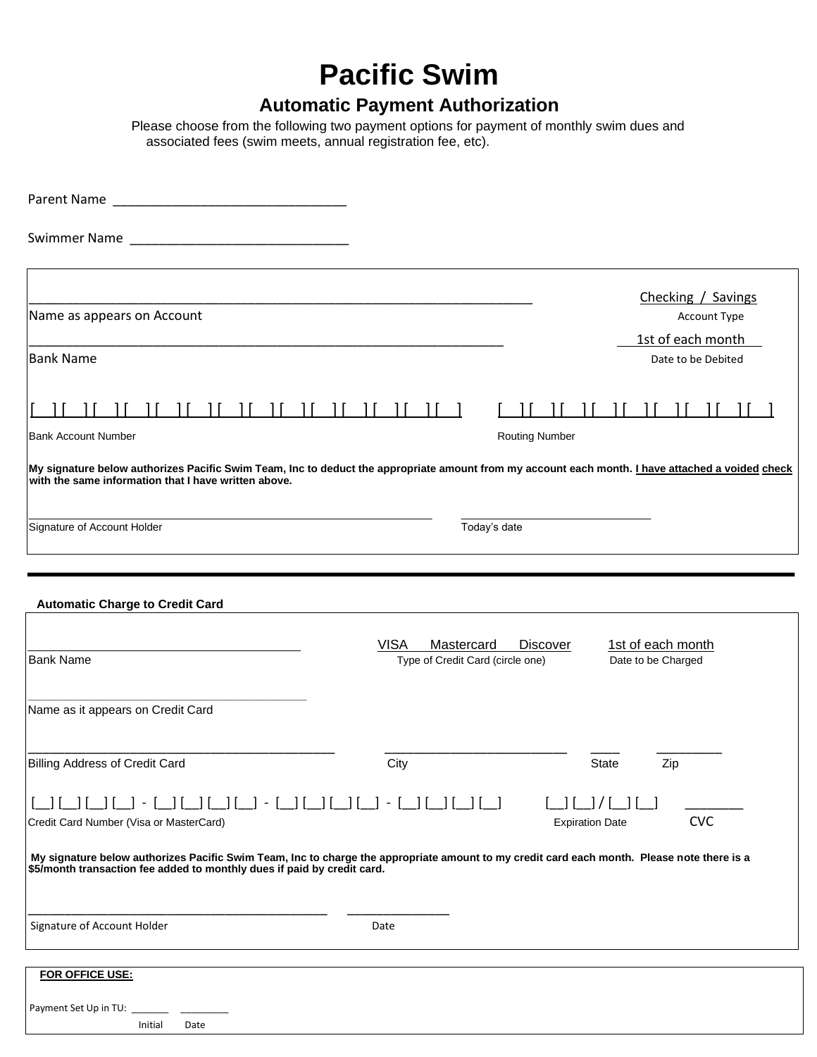# Pacific Swim

## Automatic Payment Authorization

Please choose from the following two payment options for payment of monthly swim dues and associated fees (swim meets, annual registration fee, etc).

Parent Name _______________________________

Swimmer Name _____________________________

______________________________________________________________________ Checking / Savings

Name as appears on Account — Account Type

_________________________________________________________________ 1st of each month

Bank Name — Date to be Debited

[__][__][__][__][__][__][__][__][__][__][__][__][__][__] [__][__][__][__][__][__][__][__][__]

Bank Account Number — Routing Number

**My signature below authorizes Pacific Swim Team, Inc to deduct the appropriate amount from my account each month. I have attached a voided check with the same information that I have written above.**

_____________________________________________________ ____________________________

Signature of Account Holder — Today's date

---

**Automatic Charge to Credit Card**

____________________________________ VISA Mastercard Discover 1st of each month

Bank Name — Type of Credit Card (circle one) — Date to be Charged

____________________________________

Name as it appears on Credit Card

__________________________________________ _________________________ ____ _________

Billing Address of Credit Card — City — State — Zip

[__] [__] [__] [__] - [__] [__] [__] [__] - [__] [__] [__] [__] - [__] [__] [__] [__] [__] [__] / [__] [__] _______

Credit Card Number (Visa or MasterCard) — Expiration Date — CVC

**My signature below authorizes Pacific Swim Team, Inc to charge the appropriate amount to my credit card each month. Please note there is a $5/month transaction fee added to monthly dues if paid by credit card.**

__________________________________________ ______________

Signature of Account Holder — Date

---

**FOR OFFICE USE:**

Payment Set Up in TU: _______ _________

Initial — Date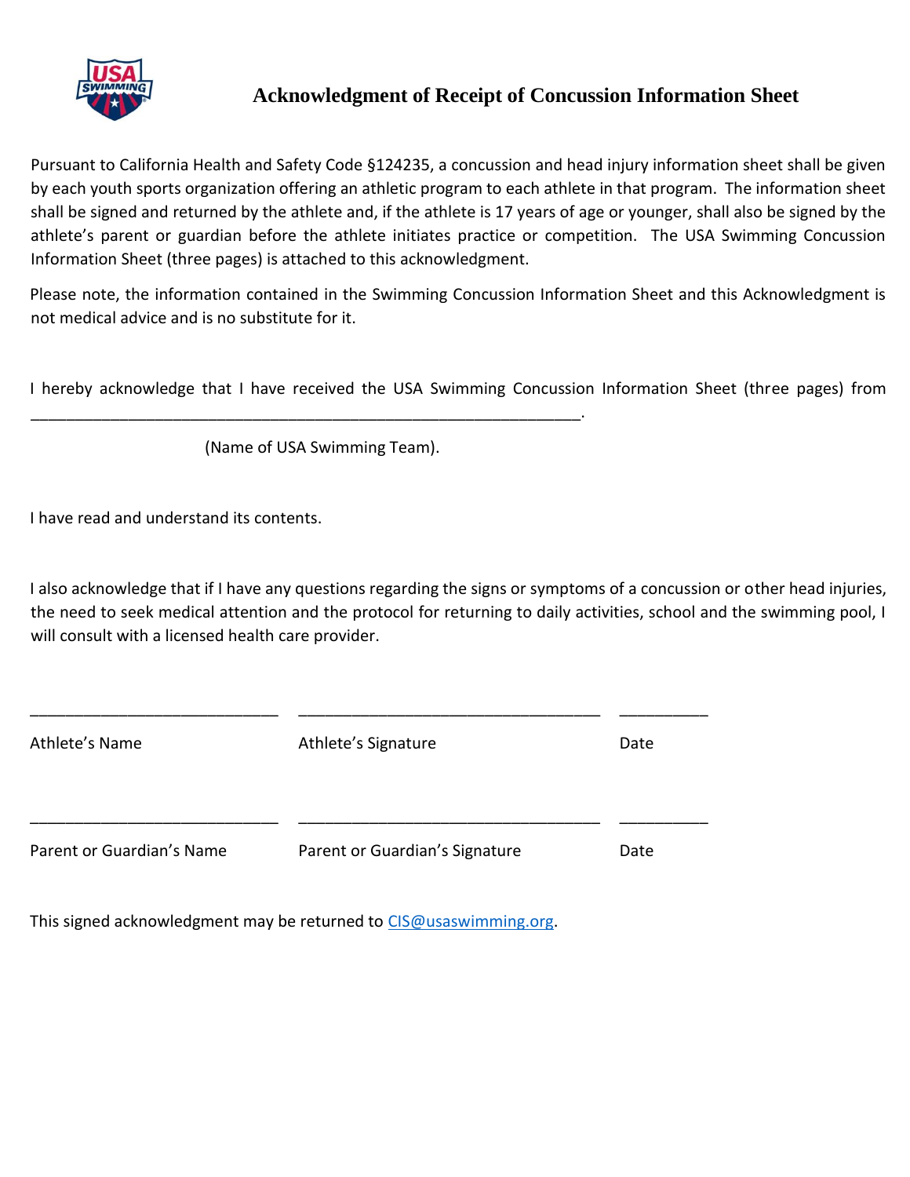# Acknowledgment of Receipt of Concussion Information Sheet

Pursuant to California Health and Safety Code §124235, a concussion and head injury information sheet shall be given by each youth sports organization offering an athletic program to each athlete in that program. The information sheet shall be signed and returned by the athlete and, if the athlete is 17 years of age or younger, shall also be signed by the athlete's parent or guardian before the athlete initiates practice or competition. The USA Swimming Concussion Information Sheet (three pages) is attached to this acknowledgment.

Please note, the information contained in the Swimming Concussion Information Sheet and this Acknowledgment is not medical advice and is no substitute for it.

I hereby acknowledge that I have received the USA Swimming Concussion Information Sheet (three pages) from ______________________________________________________________.

(Name of USA Swimming Team).

I have read and understand its contents.

I also acknowledge that if I have any questions regarding the signs or symptoms of a concussion or other head injuries, the need to seek medical attention and the protocol for returning to daily activities, school and the swimming pool, I will consult with a licensed health care provider.

____________________________ ____________________________________ __________

Athlete's Name | Athlete's Signature | Date

____________________________ ____________________________________ __________

Parent or Guardian's Name | Parent or Guardian's Signature | Date

This signed acknowledgment may be returned to CIS@usaswimming.org.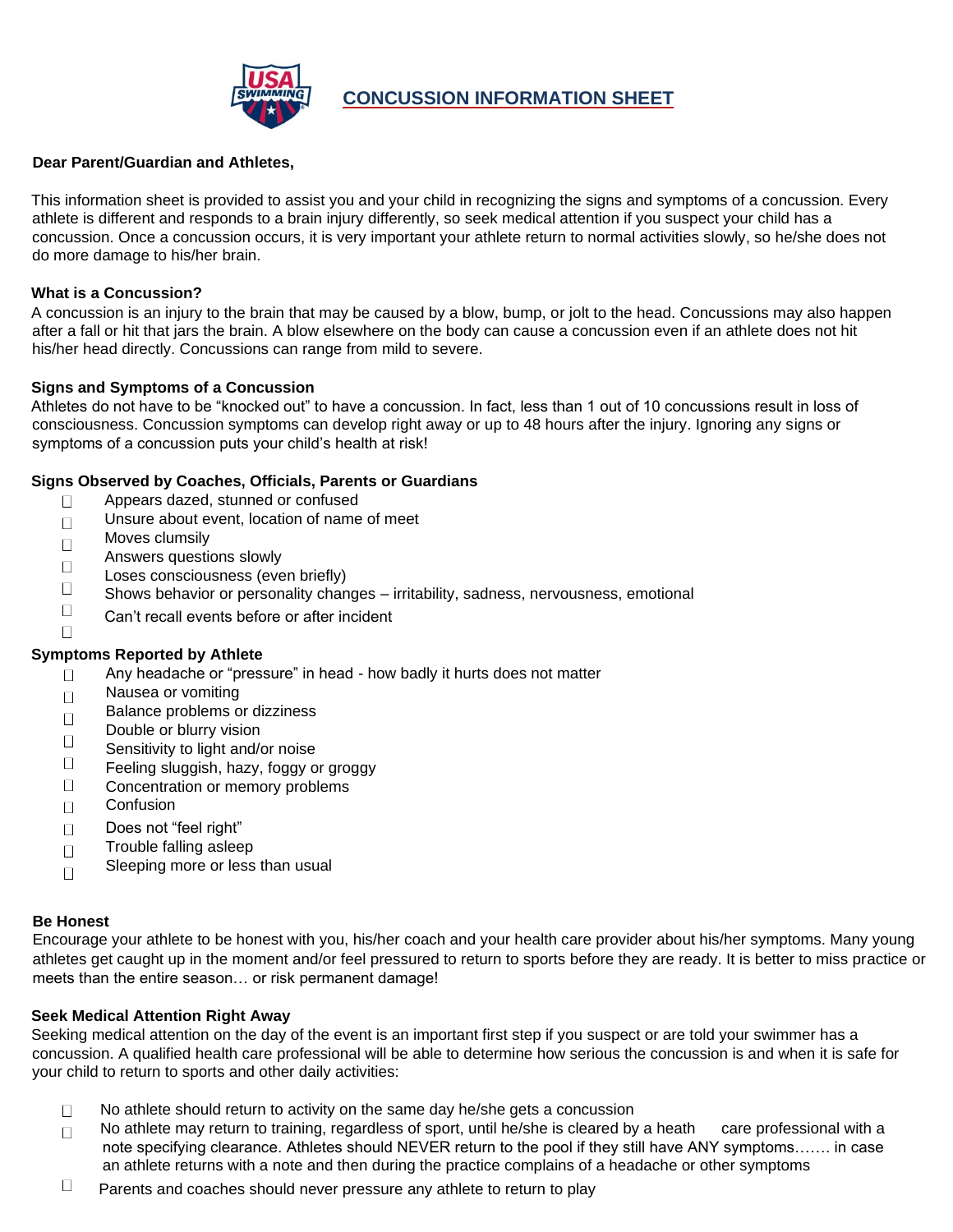# CONCUSSION INFORMATION SHEET

**Dear Parent/Guardian and Athletes,**

This information sheet is provided to assist you and your child in recognizing the signs and symptoms of a concussion. Every athlete is different and responds to a brain injury differently, so seek medical attention if you suspect your child has a concussion. Once a concussion occurs, it is very important your athlete return to normal activities slowly, so he/she does not do more damage to his/her brain.

### What is a Concussion?

A concussion is an injury to the brain that may be caused by a blow, bump, or jolt to the head. Concussions may also happen after a fall or hit that jars the brain. A blow elsewhere on the body can cause a concussion even if an athlete does not hit his/her head directly. Concussions can range from mild to severe.

### Signs and Symptoms of a Concussion

Athletes do not have to be "knocked out" to have a concussion. In fact, less than 1 out of 10 concussions result in loss of consciousness. Concussion symptoms can develop right away or up to 48 hours after the injury. Ignoring any signs or symptoms of a concussion puts your child's health at risk!

### Signs Observed by Coaches, Officials, Parents or Guardians

- ☐ Appears dazed, stunned or confused
- ☐ Unsure about event, location of name of meet
- ☐ Moves clumsily
- ☐ Answers questions slowly
- ☐ Loses consciousness (even briefly)
- ☐ Shows behavior or personality changes – irritability, sadness, nervousness, emotional
- ☐ Can't recall events before or after incident

### Symptoms Reported by Athlete

- ☐ Any headache or "pressure" in head - how badly it hurts does not matter
- ☐ Nausea or vomiting
- ☐ Balance problems or dizziness
- ☐ Double or blurry vision
- ☐ Sensitivity to light and/or noise
- ☐ Feeling sluggish, hazy, foggy or groggy
- ☐ Concentration or memory problems
- ☐ Confusion
- ☐ Does not "feel right"
- ☐ Trouble falling asleep
- ☐ Sleeping more or less than usual

### Be Honest

Encourage your athlete to be honest with you, his/her coach and your health care provider about his/her symptoms. Many young athletes get caught up in the moment and/or feel pressured to return to sports before they are ready. It is better to miss practice or meets than the entire season… or risk permanent damage!

### Seek Medical Attention Right Away

Seeking medical attention on the day of the event is an important first step if you suspect or are told your swimmer has a concussion. A qualified health care professional will be able to determine how serious the concussion is and when it is safe for your child to return to sports and other daily activities:

- ☐ No athlete should return to activity on the same day he/she gets a concussion
- ☐ No athlete may return to training, regardless of sport, until he/she is cleared by a heath care professional with a note specifying clearance. Athletes should NEVER return to the pool if they still have ANY symptoms……. in case an athlete returns with a note and then during the practice complains of a headache or other symptoms
- ☐ Parents and coaches should never pressure any athlete to return to play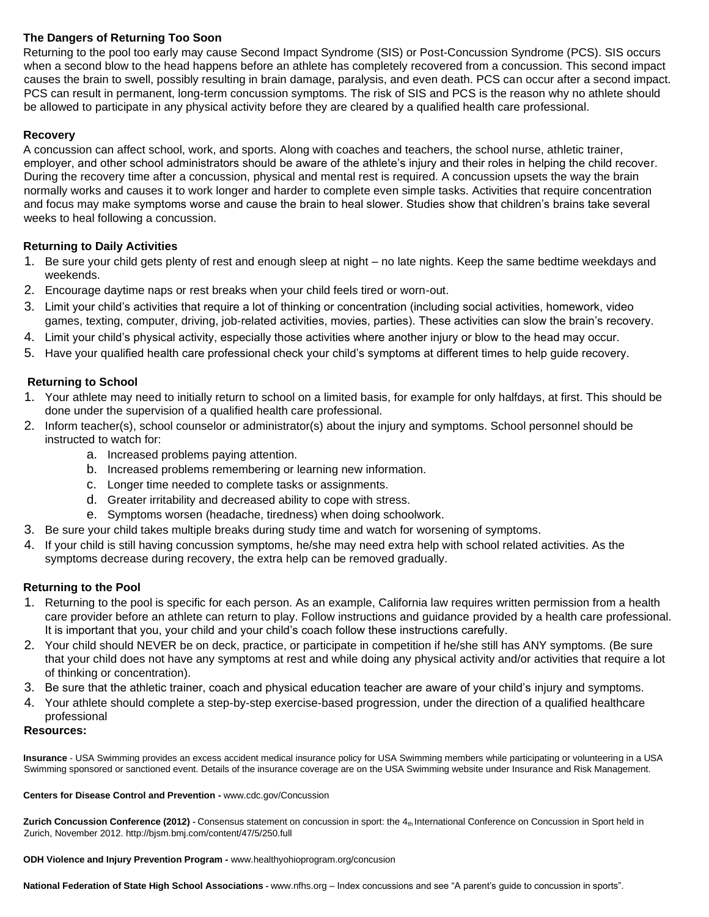### The Dangers of Returning Too Soon

Returning to the pool too early may cause Second Impact Syndrome (SIS) or Post-Concussion Syndrome (PCS). SIS occurs when a second blow to the head happens before an athlete has completely recovered from a concussion. This second impact causes the brain to swell, possibly resulting in brain damage, paralysis, and even death. PCS can occur after a second impact. PCS can result in permanent, long-term concussion symptoms. The risk of SIS and PCS is the reason why no athlete should be allowed to participate in any physical activity before they are cleared by a qualified health care professional.

### Recovery

A concussion can affect school, work, and sports. Along with coaches and teachers, the school nurse, athletic trainer, employer, and other school administrators should be aware of the athlete's injury and their roles in helping the child recover. During the recovery time after a concussion, physical and mental rest is required. A concussion upsets the way the brain normally works and causes it to work longer and harder to complete even simple tasks. Activities that require concentration and focus may make symptoms worse and cause the brain to heal slower. Studies show that children's brains take several weeks to heal following a concussion.

### Returning to Daily Activities

1. Be sure your child gets plenty of rest and enough sleep at night – no late nights. Keep the same bedtime weekdays and weekends.
2. Encourage daytime naps or rest breaks when your child feels tired or worn-out.
3. Limit your child's activities that require a lot of thinking or concentration (including social activities, homework, video games, texting, computer, driving, job-related activities, movies, parties). These activities can slow the brain's recovery.
4. Limit your child's physical activity, especially those activities where another injury or blow to the head may occur.
5. Have your qualified health care professional check your child's symptoms at different times to help guide recovery.

### Returning to School

1. Your athlete may need to initially return to school on a limited basis, for example for only halfdays, at first. This should be done under the supervision of a qualified health care professional.
2. Inform teacher(s), school counselor or administrator(s) about the injury and symptoms. School personnel should be instructed to watch for:
    a. Increased problems paying attention.
    b. Increased problems remembering or learning new information.
    c. Longer time needed to complete tasks or assignments.
    d. Greater irritability and decreased ability to cope with stress.
    e. Symptoms worsen (headache, tiredness) when doing schoolwork.
3. Be sure your child takes multiple breaks during study time and watch for worsening of symptoms.
4. If your child is still having concussion symptoms, he/she may need extra help with school related activities. As the symptoms decrease during recovery, the extra help can be removed gradually.

### Returning to the Pool

1. Returning to the pool is specific for each person. As an example, California law requires written permission from a health care provider before an athlete can return to play. Follow instructions and guidance provided by a health care professional. It is important that you, your child and your child's coach follow these instructions carefully.
2. Your child should NEVER be on deck, practice, or participate in competition if he/she still has ANY symptoms. (Be sure that your child does not have any symptoms at rest and while doing any physical activity and/or activities that require a lot of thinking or concentration).
3. Be sure that the athletic trainer, coach and physical education teacher are aware of your child's injury and symptoms.
4. Your athlete should complete a step-by-step exercise-based progression, under the direction of a qualified healthcare professional

### Resources:

**Insurance** - USA Swimming provides an excess accident medical insurance policy for USA Swimming members while participating or volunteering in a USA Swimming sponsored or sanctioned event. Details of the insurance coverage are on the USA Swimming website under Insurance and Risk Management.

**Centers for Disease Control and Prevention -** www.cdc.gov/Concussion

**Zurich Concussion Conference (2012)** - Consensus statement on concussion in sport: the 4th International Conference on Concussion in Sport held in Zurich, November 2012. http://bjsm.bmj.com/content/47/5/250.full

**ODH Violence and Injury Prevention Program -** www.healthyohioprogram.org/concusion

**National Federation of State High School Associations -** www.nfhs.org – Index concussions and see "A parent's guide to concussion in sports".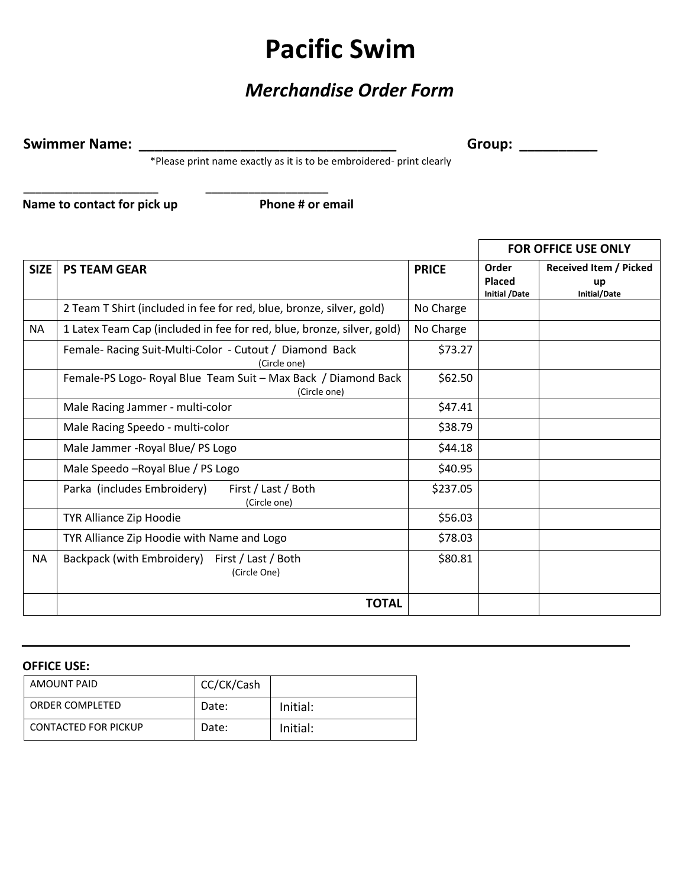# Pacific Swim

## *Merchandise Order Form*

**Swimmer Name: ___________________________________ Group: __________**

*Please print name exactly as it is to be embroidered- print clearly

_____________________ ___________________

**Name to contact for pick up Phone # or email**

| | | | FOR OFFICE USE ONLY | |
|---|---|---|---|---|
| **SIZE** | **PS TEAM GEAR** | **PRICE** | **Order Placed** Initial /Date | **Received Item / Picked up** Initial/Date |
| | 2 Team T Shirt (included in fee for red, blue, bronze, silver, gold) | No Charge | | |
| NA | 1 Latex Team Cap (included in fee for red, blue, bronze, silver, gold) | No Charge | | |
| | Female- Racing Suit-Multi-Color - Cutout / Diamond Back (Circle one) | $73.27 | | |
| | Female-PS Logo- Royal Blue Team Suit – Max Back / Diamond Back (Circle one) | $62.50 | | |
| | Male Racing Jammer - multi-color | $47.41 | | |
| | Male Racing Speedo - multi-color | $38.79 | | |
| | Male Jammer -Royal Blue/ PS Logo | $44.18 | | |
| | Male Speedo –Royal Blue / PS Logo | $40.95 | | |
| | Parka (includes Embroidery) First / Last / Both (Circle one) | $237.05 | | |
| | TYR Alliance Zip Hoodie | $56.03 | | |
| | TYR Alliance Zip Hoodie with Name and Logo | $78.03 | | |
| NA | Backpack (with Embroidery) First / Last / Both (Circle One) | $80.81 | | |
| | **TOTAL** | | | |

**OFFICE USE:**

| | | |
|---|---|---|
| AMOUNT PAID | CC/CK/Cash | |
| ORDER COMPLETED | Date: | Initial: |
| CONTACTED FOR PICKUP | Date: | Initial: |